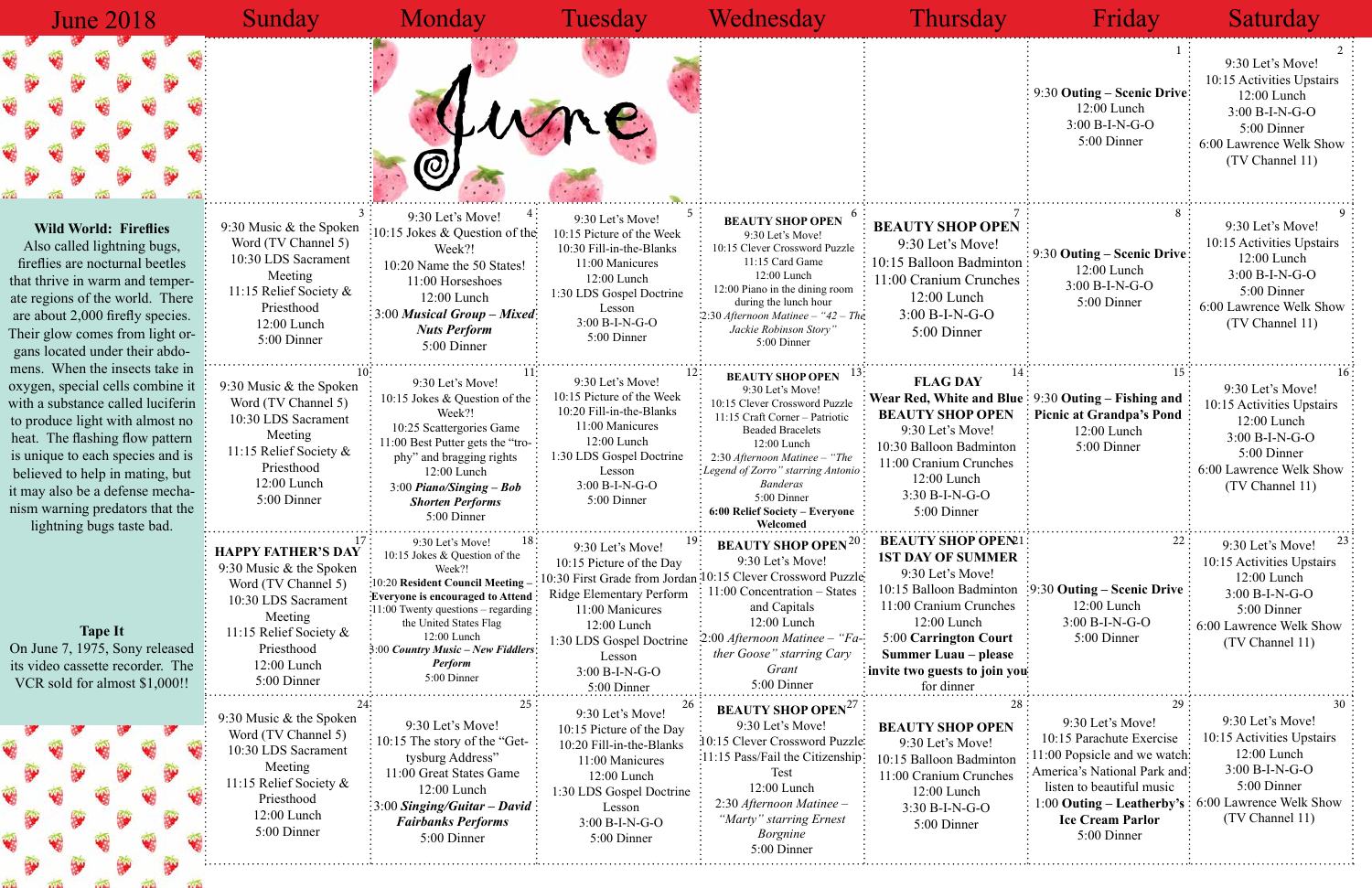# June 2018

## Wild World: Fireflies

Also called lightning bugs, fireflies are nocturnal beetles that thrive in warm and temperate regions of the world. There are about 2,000 firefly species. Their glow comes from light organs located under their abdomens. When the insects take in oxygen, special cells combine it with a substance called luciferin to produce light with almost no heat. The flashing flow pattern is unique to each species and is believed to help in mating, but it may also be a defense mechanism warning predators that the lightning bugs taste bad.

## Tape It

On June 7, 1975, Sony released its video cassette recorder. The VCR sold for almost $1,000!!

| Sunday | Monday | Tuesday | Wednesday | Thursday | Friday | Saturday |
|---|---|---|---|---|---|---|
| | | | | | 1<br>9:30 **Outing – Scenic Drive**<br>12:00 Lunch<br>3:00 B-I-N-G-O<br>5:00 Dinner | 2<br>9:30 Let's Move!<br>10:15 Activities Upstairs<br>12:00 Lunch<br>3:00 B-I-N-G-O<br>5:00 Dinner<br>6:00 Lawrence Welk Show (TV Channel 11) |
| 3<br>9:30 Music & the Spoken Word (TV Channel 5)<br>10:30 LDS Sacrament Meeting<br>11:15 Relief Society & Priesthood<br>12:00 Lunch<br>5:00 Dinner | 4<br>9:30 Let's Move!<br>10:15 Jokes & Question of the Week?!<br>10:20 Name the 50 States!<br>11:00 Horseshoes<br>12:00 Lunch<br>3:00 ***Musical Group – Mixed Nuts Perform***<br>5:00 Dinner | 5<br>9:30 Let's Move!<br>10:15 Picture of the Week<br>10:30 Fill-in-the-Blanks<br>11:00 Manicures<br>12:00 Lunch<br>1:30 LDS Gospel Doctrine Lesson<br>3:00 B-I-N-G-O<br>5:00 Dinner | 6<br>**BEAUTY SHOP OPEN**<br>9:30 Let's Move!<br>10:15 Clever Crossword Puzzle<br>11:15 Card Game<br>12:00 Lunch<br>12:00 Piano in the dining room during the lunch hour<br>2:30 *Afternoon Matinee – "42 – The Jackie Robinson Story"*<br>5:00 Dinner | 7<br>**BEAUTY SHOP OPEN**<br>9:30 Let's Move!<br>10:15 Balloon Badminton<br>11:00 Cranium Crunches<br>12:00 Lunch<br>3:00 B-I-N-G-O<br>5:00 Dinner | 8<br>9:30 **Outing – Scenic Drive**<br>12:00 Lunch<br>3:00 B-I-N-G-O<br>5:00 Dinner | 9<br>9:30 Let's Move!<br>10:15 Activities Upstairs<br>12:00 Lunch<br>3:00 B-I-N-G-O<br>5:00 Dinner<br>6:00 Lawrence Welk Show (TV Channel 11) |
| 10<br>9:30 Music & the Spoken Word (TV Channel 5)<br>10:30 LDS Sacrament Meeting<br>11:15 Relief Society & Priesthood<br>12:00 Lunch<br>5:00 Dinner | 11<br>9:30 Let's Move!<br>10:15 Jokes & Question of the Week?!<br>10:25 Scattergories Game<br>11:00 Best Putter gets the "trophy" and bragging rights<br>12:00 Lunch<br>3:00 ***Piano/Singing – Bob Shorten Performs***<br>5:00 Dinner | 12<br>9:30 Let's Move!<br>10:15 Picture of the Week<br>10:20 Fill-in-the-Blanks<br>11:00 Manicures<br>12:00 Lunch<br>1:30 LDS Gospel Doctrine Lesson<br>3:00 B-I-N-G-O<br>5:00 Dinner | 13<br>**BEAUTY SHOP OPEN**<br>9:30 Let's Move!<br>10:15 Clever Crossword Puzzle<br>11:15 Craft Corner – Patriotic Beaded Bracelets<br>12:00 Lunch<br>2:30 *Afternoon Matinee – "The Legend of Zorro" starring Antonio Banderas*<br>5:00 Dinner<br>**6:00 Relief Society – Everyone Welcomed** | 14<br>**FLAG DAY**<br>**Wear Red, White and Blue**<br>**BEAUTY SHOP OPEN**<br>9:30 Let's Move!<br>10:30 Balloon Badminton<br>11:00 Cranium Crunches<br>12:00 Lunch<br>3:30 B-I-N-G-O<br>5:00 Dinner | 15<br>9:30 **Outing – Fishing and Picnic at Grandpa's Pond**<br>12:00 Lunch<br>5:00 Dinner | 16<br>9:30 Let's Move!<br>10:15 Activities Upstairs<br>12:00 Lunch<br>3:00 B-I-N-G-O<br>5:00 Dinner<br>6:00 Lawrence Welk Show (TV Channel 11) |
| 17<br>**HAPPY FATHER'S DAY**<br>9:30 Music & the Spoken Word (TV Channel 5)<br>10:30 LDS Sacrament Meeting<br>11:15 Relief Society & Priesthood<br>12:00 Lunch<br>5:00 Dinner | 18<br>9:30 Let's Move!<br>10:15 Jokes & Question of the Week?!<br>**10:20 Resident Council Meeting – Everyone is encouraged to Attend**<br>11:00 Twenty questions – regarding the United States Flag<br>12:00 Lunch<br>3:00 ***Country Music – New Fiddlers Perform***<br>5:00 Dinner | 19<br>9:30 Let's Move!<br>10:15 Picture of the Day<br>10:30 First Grade from Jordan Ridge Elementary Perform<br>11:00 Manicures<br>12:00 Lunch<br>1:30 LDS Gospel Doctrine Lesson<br>3:00 B-I-N-G-O<br>5:00 Dinner | 20<br>**BEAUTY SHOP OPEN**<br>9:30 Let's Move!<br>10:15 Clever Crossword Puzzle<br>11:00 Concentration – States and Capitals<br>12:00 Lunch<br>2:00 *Afternoon Matinee – "Father Goose" starring Cary Grant*<br>5:00 Dinner | 21<br>**BEAUTY SHOP OPEN**<br>**1ST DAY OF SUMMER**<br>9:30 Let's Move!<br>10:15 Balloon Badminton<br>11:00 Cranium Crunches<br>12:00 Lunch<br>**5:00 Carrington Court Summer Luau – please invite two guests to join you** for dinner | 22<br>9:30 **Outing – Scenic Drive**<br>12:00 Lunch<br>3:00 B-I-N-G-O<br>5:00 Dinner | 23<br>9:30 Let's Move!<br>10:15 Activities Upstairs<br>12:00 Lunch<br>3:00 B-I-N-G-O<br>5:00 Dinner<br>6:00 Lawrence Welk Show (TV Channel 11) |
| 24<br>9:30 Music & the Spoken Word (TV Channel 5)<br>10:30 LDS Sacrament Meeting<br>11:15 Relief Society & Priesthood<br>12:00 Lunch<br>5:00 Dinner | 25<br>9:30 Let's Move!<br>10:15 The story of the "Gettysburg Address"<br>11:00 Great States Game<br>12:00 Lunch<br>3:00 ***Singing/Guitar – David Fairbanks Performs***<br>5:00 Dinner | 26<br>9:30 Let's Move!<br>10:15 Picture of the Day<br>10:20 Fill-in-the-Blanks<br>11:00 Manicures<br>12:00 Lunch<br>1:30 LDS Gospel Doctrine Lesson<br>3:00 B-I-N-G-O<br>5:00 Dinner | 27<br>**BEAUTY SHOP OPEN**<br>9:30 Let's Move!<br>10:15 Clever Crossword Puzzle<br>11:15 Pass/Fail the Citizenship Test<br>12:00 Lunch<br>2:30 *Afternoon Matinee – "Marty" starring Ernest Borgnine*<br>5:00 Dinner | 28<br>**BEAUTY SHOP OPEN**<br>9:30 Let's Move!<br>10:15 Balloon Badminton<br>11:00 Cranium Crunches<br>12:00 Lunch<br>3:30 B-I-N-G-O<br>5:00 Dinner | 29<br>9:30 Let's Move!<br>10:15 Parachute Exercise<br>11:00 Popsicle and we watch America's National Park and listen to beautiful music<br>1:00 **Outing – Leatherby's Ice Cream Parlor**<br>5:00 Dinner | 30<br>9:30 Let's Move!<br>10:15 Activities Upstairs<br>12:00 Lunch<br>3:00 B-I-N-G-O<br>5:00 Dinner<br>6:00 Lawrence Welk Show (TV Channel 11) |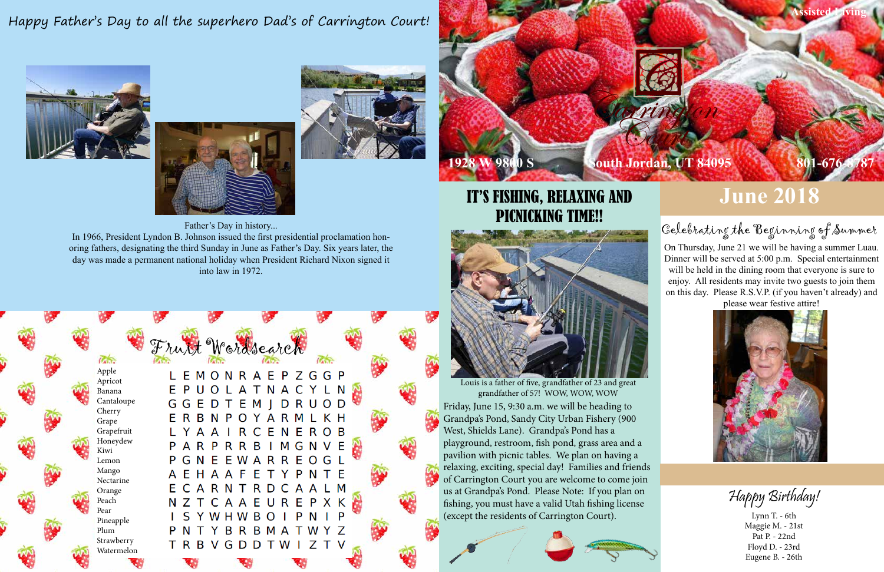Happy Father's Day to all the superhero Dad's of Carrington Court!

Father's Day in history...
In 1966, President Lyndon B. Johnson issued the first presidential proclamation honoring fathers, designating the third Sunday in June as Father's Day. Six years later, the day was made a permanent national holiday when President Richard Nixon signed it into law in 1972.

## Fruit Wordsearch

Apple
Apricot
Banana
Cantaloupe
Cherry
Grape
Grapefruit
Honeydew
Kiwi
Lemon
Mango
Nectarine
Orange
Peach
Pear
Pineapple
Plum
Strawberry
Watermelon

```
L E M O N R A E P Z G G P
E P U O L A T N A C Y L N
G G E D T E M J D R U O D
E R B N P O Y A R M L K H
L Y A A I R C E N E R O B
P A R P R R B I M G N V E
P G N E E W A R R E O G L
A E H A A F E T Y P N T E
E C A R N T R D C A A L M
N Z T C A A E U R E P X K
I S Y W H W B O I P N I P
P N T Y B R B M A T W Y Z
T R B V G D D T W I Z T V
```

Assisted Living

Carrington Court

1928 W 9800 S South Jordan, UT 84095 801-676-8787

# June 2018

## IT'S FISHING, RELAXING AND PICNICKING TIME!!

Louis is a father of five, grandfather of 23 and great grandfather of 57! WOW, WOW, WOW

Friday, June 15, 9:30 a.m. we will be heading to Grandpa's Pond, Sandy City Urban Fishery (900 West, Shields Lane). Grandpa's Pond has a playground, restroom, fish pond, grass area and a pavilion with picnic tables. We plan on having a relaxing, exciting, special day! Families and friends of Carrington Court you are welcome to come join us at Grandpa's Pond. Please Note: If you plan on fishing, you must have a valid Utah fishing license (except the residents of Carrington Court).

## Celebrating the Beginning of Summer

On Thursday, June 21 we will be having a summer Luau. Dinner will be served at 5:00 p.m. Special entertainment will be held in the dining room that everyone is sure to enjoy. All residents may invite two guests to join them on this day. Please R.S.V.P. (if you haven't already) and please wear festive attire!

## Happy Birthday!

Lynn T. - 6th
Maggie M. - 21st
Pat P. - 22nd
Floyd D. - 23rd
Eugene B. - 26th